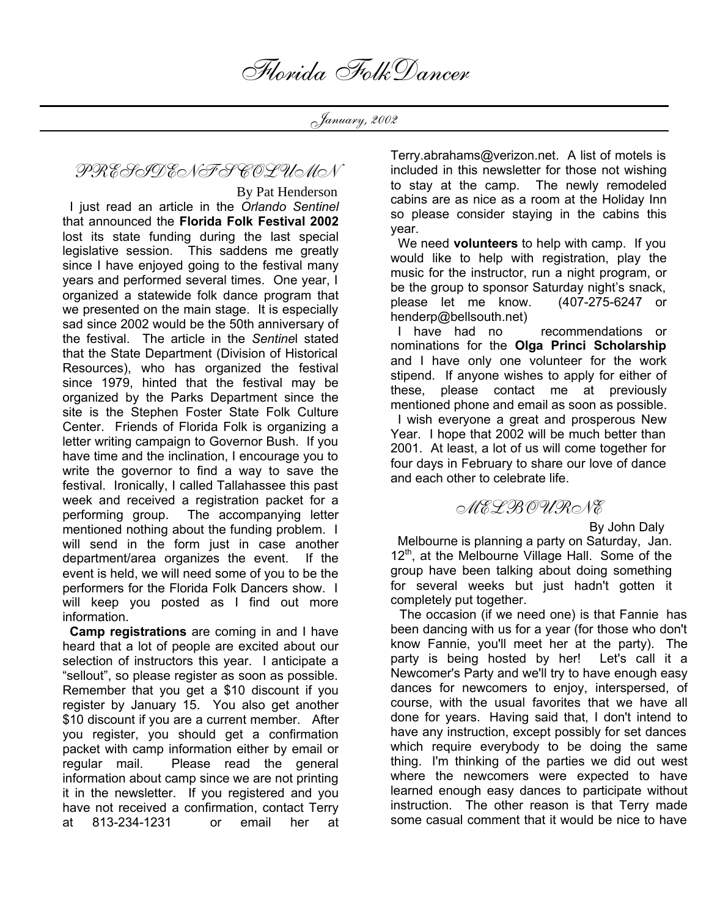# Florida FolkDancer

January, 2002

## PRESIDENT'S COLUMN

By Pat Henderson

I just read an article in the *Orlando Sentinel* that announced the **Florida Folk Festival 2002** lost its state funding during the last special legislative session. This saddens me greatly since I have enjoyed going to the festival many years and performed several times. One year, I organized a statewide folk dance program that we presented on the main stage. It is especially sad since 2002 would be the 50th anniversary of the festival. The article in the *Sentinel* stated that the State Department (Division of Historical Resources), who has organized the festival since 1979, hinted that the festival may be organized by the Parks Department since the site is the Stephen Foster State Folk Culture Center. Friends of Florida Folk is organizing a letter writing campaign to Governor Bush. If you have time and the inclination, I encourage you to write the governor to find a way to save the festival. Ironically, I called Tallahassee this past week and received a registration packet for a performing group. The accompanying letter mentioned nothing about the funding problem. I will send in the form just in case another department/area organizes the event. If the event is held, we will need some of you to be the performers for the Florida Folk Dancers show. I will keep you posted as I find out more information.

**Camp registrations** are coming in and I have heard that a lot of people are excited about our selection of instructors this year. I anticipate a "sellout", so please register as soon as possible. Remember that you get a $10 discount if you register by January 15. You also get another $10 discount if you are a current member. After you register, you should get a confirmation packet with camp information either by email or regular mail. Please read the general information about camp since we are not printing it in the newsletter. If you registered and you have not received a confirmation, contact Terry at 813-234-1231 or email her at Terry.abrahams@verizon.net. A list of motels is included in this newsletter for those not wishing to stay at the camp. The newly remodeled cabins are as nice as a room at the Holiday Inn so please consider staying in the cabins this year.

We need **volunteers** to help with camp. If you would like to help with registration, play the music for the instructor, run a night program, or be the group to sponsor Saturday night's snack, please let me know. (407-275-6247 or henderp@bellsouth.net)

I have had no recommendations or nominations for the **Olga Princi Scholarship** and I have only one volunteer for the work stipend. If anyone wishes to apply for either of these, please contact me at previously mentioned phone and email as soon as possible.

I wish everyone a great and prosperous New Year. I hope that 2002 will be much better than 2001. At least, a lot of us will come together for four days in February to share our love of dance and each other to celebrate life.

## MELBOURNE

By John Daly

Melbourne is planning a party on Saturday, Jan. 12th, at the Melbourne Village Hall. Some of the group have been talking about doing something for several weeks but just hadn't gotten it completely put together.

The occasion (if we need one) is that Fannie has been dancing with us for a year (for those who don't know Fannie, you'll meet her at the party). The party is being hosted by her! Let's call it a Newcomer's Party and we'll try to have enough easy dances for newcomers to enjoy, interspersed, of course, with the usual favorites that we have all done for years. Having said that, I don't intend to have any instruction, except possibly for set dances which require everybody to be doing the same thing. I'm thinking of the parties we did out west where the newcomers were expected to have learned enough easy dances to participate without instruction. The other reason is that Terry made some casual comment that it would be nice to have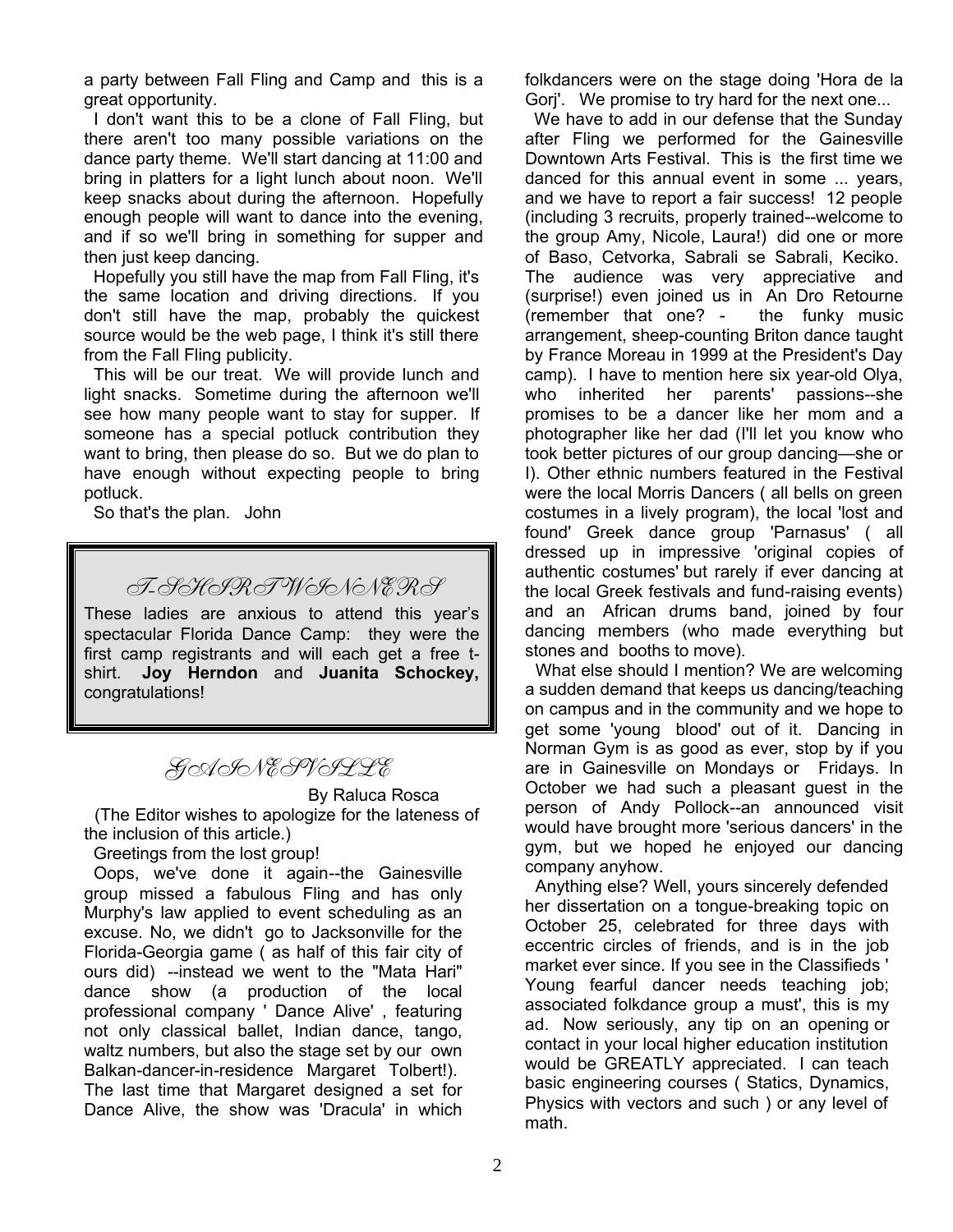a party between Fall Fling and Camp and this is a great opportunity.

I don't want this to be a clone of Fall Fling, but there aren't too many possible variations on the dance party theme. We'll start dancing at 11:00 and bring in platters for a light lunch about noon. We'll keep snacks about during the afternoon. Hopefully enough people will want to dance into the evening, and if so we'll bring in something for supper and then just keep dancing.

Hopefully you still have the map from Fall Fling, it's the same location and driving directions. If you don't still have the map, probably the quickest source would be the web page, I think it's still there from the Fall Fling publicity.

This will be our treat. We will provide lunch and light snacks. Sometime during the afternoon we'll see how many people want to stay for supper. If someone has a special potluck contribution they want to bring, then please do so. But we do plan to have enough without expecting people to bring potluck.

So that's the plan. John

## T-SHIRT WINNERS

These ladies are anxious to attend this year's spectacular Florida Dance Camp: they were the first camp registrants and will each get a free t-shirt. **Joy Herndon** and **Juanita Schockey,** congratulations!

## GAINESVILLE

By Raluca Rosca

(The Editor wishes to apologize for the lateness of the inclusion of this article.)

Greetings from the lost group!

Oops, we've done it again--the Gainesville group missed a fabulous Fling and has only Murphy's law applied to event scheduling as an excuse. No, we didn't go to Jacksonville for the Florida-Georgia game ( as half of this fair city of ours did) --instead we went to the "Mata Hari" dance show (a production of the local professional company ' Dance Alive' , featuring not only classical ballet, Indian dance, tango, waltz numbers, but also the stage set by our own Balkan-dancer-in-residence Margaret Tolbert!). The last time that Margaret designed a set for Dance Alive, the show was 'Dracula' in which folkdancers were on the stage doing 'Hora de la Gorj'. We promise to try hard for the next one...

We have to add in our defense that the Sunday after Fling we performed for the Gainesville Downtown Arts Festival. This is the first time we danced for this annual event in some ... years, and we have to report a fair success! 12 people (including 3 recruits, properly trained--welcome to the group Amy, Nicole, Laura!) did one or more of Baso, Cetvorka, Sabrali se Sabrali, Keciko. The audience was very appreciative and (surprise!) even joined us in An Dro Retourne (remember that one? - the funky music arrangement, sheep-counting Briton dance taught by France Moreau in 1999 at the President's Day camp). I have to mention here six year-old Olya, who inherited her parents' passions--she promises to be a dancer like her mom and a photographer like her dad (I'll let you know who took better pictures of our group dancing—she or I). Other ethnic numbers featured in the Festival were the local Morris Dancers ( all bells on green costumes in a lively program), the local 'lost and found' Greek dance group 'Parnasus' ( all dressed up in impressive 'original copies of authentic costumes' but rarely if ever dancing at the local Greek festivals and fund-raising events) and an African drums band, joined by four dancing members (who made everything but stones and booths to move).

What else should I mention? We are welcoming a sudden demand that keeps us dancing/teaching on campus and in the community and we hope to get some 'young blood' out of it. Dancing in Norman Gym is as good as ever, stop by if you are in Gainesville on Mondays or Fridays. In October we had such a pleasant guest in the person of Andy Pollock--an announced visit would have brought more 'serious dancers' in the gym, but we hoped he enjoyed our dancing company anyhow.

Anything else? Well, yours sincerely defended her dissertation on a tongue-breaking topic on October 25, celebrated for three days with eccentric circles of friends, and is in the job market ever since. If you see in the Classifieds ' Young fearful dancer needs teaching job; associated folkdance group a must', this is my ad. Now seriously, any tip on an opening or contact in your local higher education institution would be GREATLY appreciated. I can teach basic engineering courses ( Statics, Dynamics, Physics with vectors and such ) or any level of math.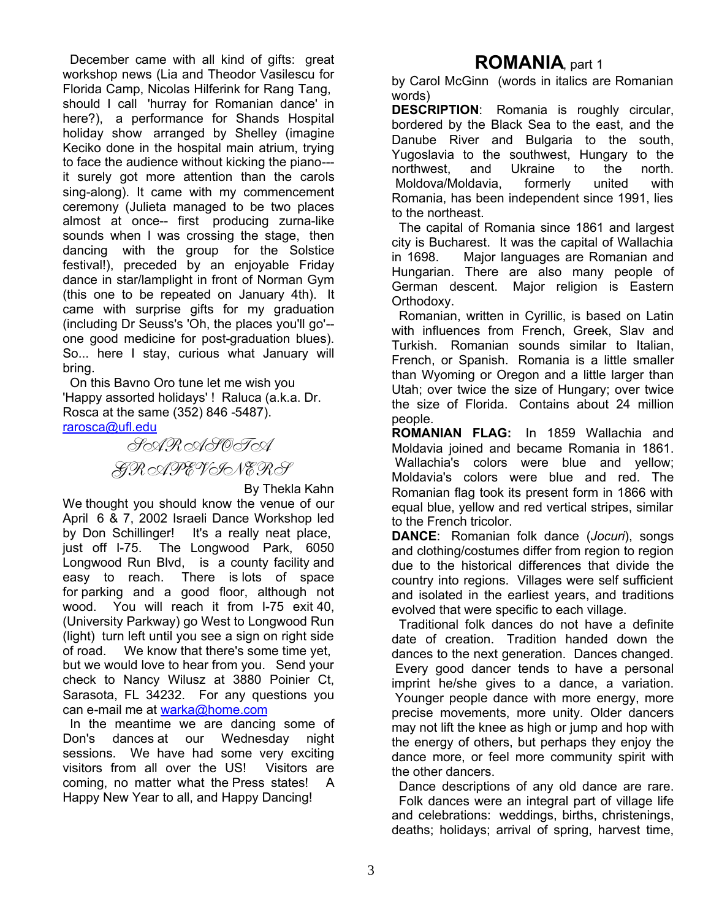December came with all kind of gifts: great workshop news (Lia and Theodor Vasilescu for Florida Camp, Nicolas Hilferink for Rang Tang, should I call 'hurray for Romanian dance' in here?), a performance for Shands Hospital holiday show arranged by Shelley (imagine Keciko done in the hospital main atrium, trying to face the audience without kicking the piano---it surely got more attention than the carols sing-along). It came with my commencement ceremony (Julieta managed to be two places almost at once-- first producing zurna-like sounds when I was crossing the stage, then dancing with the group for the Solstice festival!), preceded by an enjoyable Friday dance in star/lamplight in front of Norman Gym (this one to be repeated on January 4th). It came with surprise gifts for my graduation (including Dr Seuss's 'Oh, the places you'll go'-- one good medicine for post-graduation blues). So... here I stay, curious what January will bring.

On this Bavno Oro tune let me wish you 'Happy assorted holidays'! Raluca (a.k.a. Dr. Rosca at the same (352) 846 -5487). rarosca@ufl.edu

## SARASOTA GRAPEVINERS

By Thekla Kahn

We thought you should know the venue of our April 6 & 7, 2002 Israeli Dance Workshop led by Don Schillinger! It's a really neat place, just off I-75. The Longwood Park, 6050 Longwood Run Blvd, is a county facility and easy to reach. There is lots of space for parking and a good floor, although not wood. You will reach it from I-75 exit 40, (University Parkway) go West to Longwood Run (light) turn left until you see a sign on right side of road. We know that there's some time yet, but we would love to hear from you. Send your check to Nancy Wilusz at 3880 Poinier Ct, Sarasota, FL 34232. For any questions you can e-mail me at warka@home.com

In the meantime we are dancing some of Don's dances at our Wednesday night sessions. We have had some very exciting visitors from all over the US! Visitors are coming, no matter what the Press states! A Happy New Year to all, and Happy Dancing!

## ROMANIA, part 1

by Carol McGinn (words in italics are Romanian words)

**DESCRIPTION**: Romania is roughly circular, bordered by the Black Sea to the east, and the Danube River and Bulgaria to the south, Yugoslavia to the southwest, Hungary to the northwest, and Ukraine to the north. Moldova/Moldavia, formerly united with Romania, has been independent since 1991, lies to the northeast.

The capital of Romania since 1861 and largest city is Bucharest. It was the capital of Wallachia in 1698. Major languages are Romanian and Hungarian. There are also many people of German descent. Major religion is Eastern Orthodoxy.

Romanian, written in Cyrillic, is based on Latin with influences from French, Greek, Slav and Turkish. Romanian sounds similar to Italian, French, or Spanish. Romania is a little smaller than Wyoming or Oregon and a little larger than Utah; over twice the size of Hungary; over twice the size of Florida. Contains about 24 million people.

**ROMANIAN FLAG:** In 1859 Wallachia and Moldavia joined and became Romania in 1861. Wallachia's colors were blue and yellow; Moldavia's colors were blue and red. The Romanian flag took its present form in 1866 with equal blue, yellow and red vertical stripes, similar to the French tricolor.

**DANCE**: Romanian folk dance (*Jocuri*), songs and clothing/costumes differ from region to region due to the historical differences that divide the country into regions. Villages were self sufficient and isolated in the earliest years, and traditions evolved that were specific to each village.

Traditional folk dances do not have a definite date of creation. Tradition handed down the dances to the next generation. Dances changed. Every good dancer tends to have a personal imprint he/she gives to a dance, a variation. Younger people dance with more energy, more precise movements, more unity. Older dancers may not lift the knee as high or jump and hop with the energy of others, but perhaps they enjoy the dance more, or feel more community spirit with the other dancers.

Dance descriptions of any old dance are rare.

Folk dances were an integral part of village life and celebrations: weddings, births, christenings, deaths; holidays; arrival of spring, harvest time,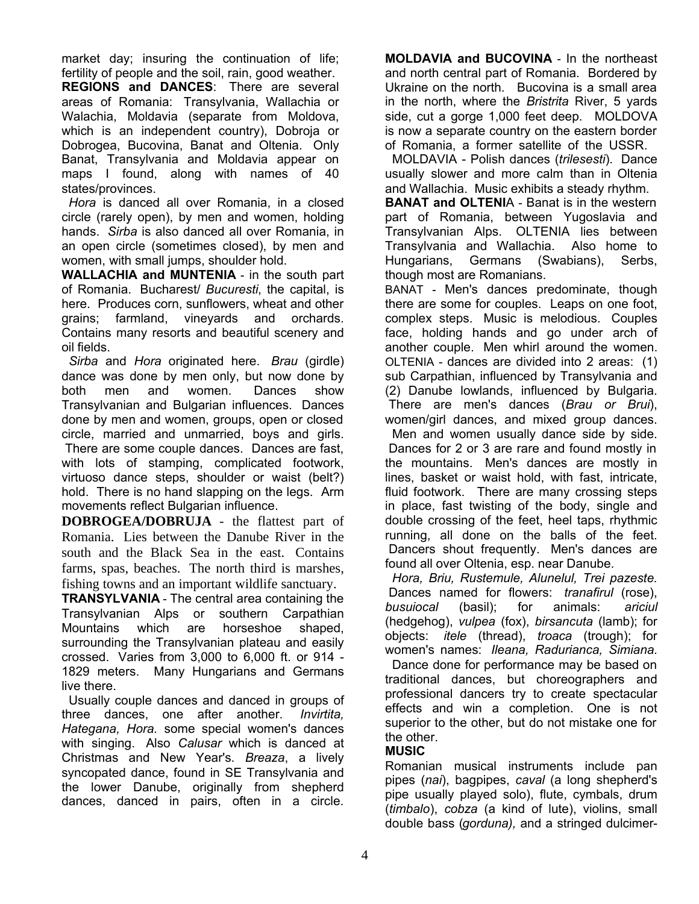market day; insuring the continuation of life; fertility of people and the soil, rain, good weather.

**REGIONS and DANCES**: There are several areas of Romania: Transylvania, Wallachia or Walachia, Moldavia (separate from Moldova, which is an independent country), Dobroja or Dobrogea, Bucovina, Banat and Oltenia. Only Banat, Transylvania and Moldavia appear on maps I found, along with names of 40 states/provinces.

*Hora* is danced all over Romania, in a closed circle (rarely open), by men and women, holding hands. *Sirba* is also danced all over Romania, in an open circle (sometimes closed), by men and women, with small jumps, shoulder hold.

**WALLACHIA and MUNTENIA** - in the south part of Romania. Bucharest/ *Bucuresti*, the capital, is here. Produces corn, sunflowers, wheat and other grains; farmland, vineyards and orchards. Contains many resorts and beautiful scenery and oil fields.

*Sirba* and *Hora* originated here. *Brau* (girdle) dance was done by men only, but now done by both men and women. Dances show Transylvanian and Bulgarian influences. Dances done by men and women, groups, open or closed circle, married and unmarried, boys and girls. There are some couple dances. Dances are fast, with lots of stamping, complicated footwork, virtuoso dance steps, shoulder or waist (belt?) hold. There is no hand slapping on the legs. Arm movements reflect Bulgarian influence.

**DOBROGEA/DOBRUJA** - the flattest part of Romania. Lies between the Danube River in the south and the Black Sea in the east. Contains farms, spas, beaches. The north third is marshes, fishing towns and an important wildlife sanctuary.

**TRANSYLVANIA** - The central area containing the Transylvanian Alps or southern Carpathian Mountains which are horseshoe shaped, surrounding the Transylvanian plateau and easily crossed. Varies from 3,000 to 6,000 ft. or 914 - 1829 meters. Many Hungarians and Germans live there.

Usually couple dances and danced in groups of three dances, one after another. *Invirtita, Hategana, Hora.* some special women's dances with singing. Also *Calusar* which is danced at Christmas and New Year's. *Breaza*, a lively syncopated dance, found in SE Transylvania and the lower Danube, originally from shepherd dances, danced in pairs, often in a circle.

**MOLDAVIA and BUCOVINA** - In the northeast and north central part of Romania. Bordered by Ukraine on the north. Bucovina is a small area in the north, where the *Bristrita* River, 5 yards side, cut a gorge 1,000 feet deep. MOLDOVA is now a separate country on the eastern border of Romania, a former satellite of the USSR.

MOLDAVIA - Polish dances (*trilesesti*). Dance usually slower and more calm than in Oltenia and Wallachia. Music exhibits a steady rhythm.

**BANAT and OLTENIA** - Banat is in the western part of Romania, between Yugoslavia and Transylvanian Alps. OLTENIA lies between Transylvania and Wallachia. Also home to Hungarians, Germans (Swabians), Serbs, though most are Romanians.

BANAT - Men's dances predominate, though there are some for couples. Leaps on one foot, complex steps. Music is melodious. Couples face, holding hands and go under arch of another couple. Men whirl around the women.

OLTENIA - dances are divided into 2 areas: (1) sub Carpathian, influenced by Transylvania and (2) Danube lowlands, influenced by Bulgaria. There are men's dances (*Brau or Brui*), women/girl dances, and mixed group dances. Men and women usually dance side by side. Dances for 2 or 3 are rare and found mostly in the mountains. Men's dances are mostly in lines, basket or waist hold, with fast, intricate, fluid footwork. There are many crossing steps in place, fast twisting of the body, single and double crossing of the feet, heel taps, rhythmic running, all done on the balls of the feet. Dancers shout frequently. Men's dances are found all over Oltenia, esp. near Danube.

*Hora, Briu, Rustemule, Alunelul, Trei pazeste.* Dances named for flowers: *tranafirul* (rose), *busuiocal* (basil); for animals: *ariciul* (hedgehog), *vulpea* (fox), *birsancuta* (lamb); for objects: *itele* (thread), *troaca* (trough); for women's names: *Ileana, Radurianca, Simiana.*

Dance done for performance may be based on traditional dances, but choreographers and professional dancers try to create spectacular effects and win a completion. One is not superior to the other, but do not mistake one for the other.

**MUSIC**

Romanian musical instruments include pan pipes (*nai*), bagpipes, *caval* (a long shepherd's pipe usually played solo), flute, cymbals, drum (*timbalo*), *cobza* (a kind of lute), violins, small double bass (*gorduna),* and a stringed dulcimer-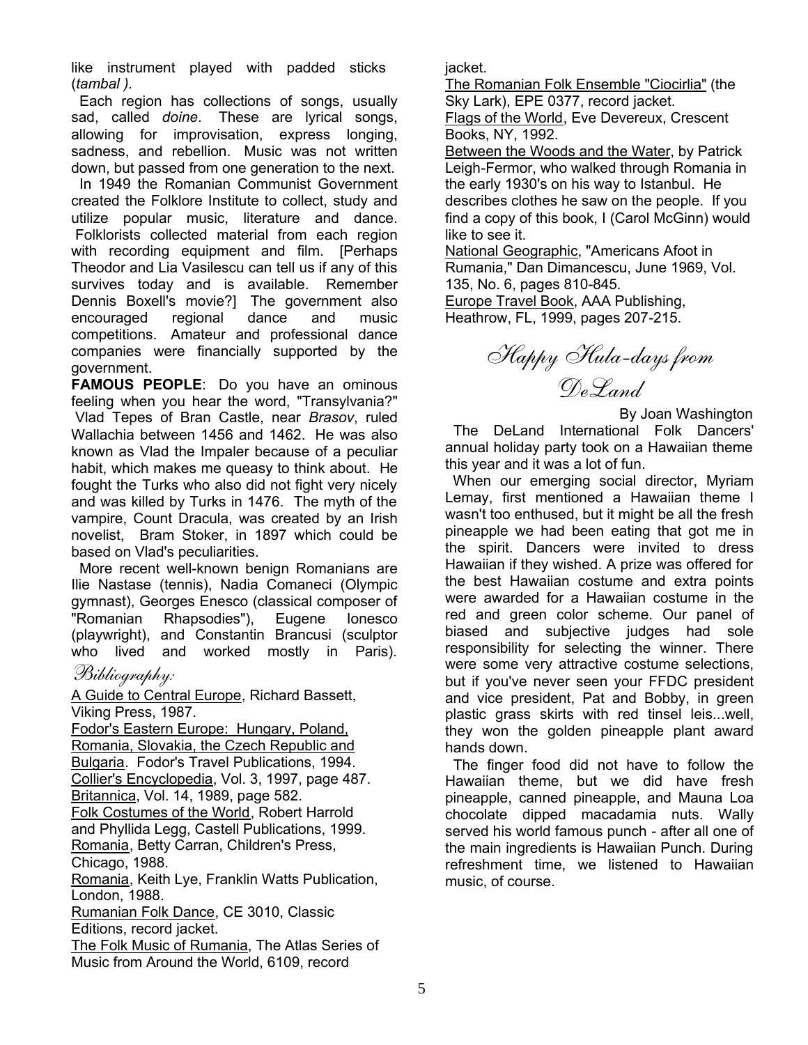like instrument played with padded sticks (*tambal* ).

Each region has collections of songs, usually sad, called *doine*. These are lyrical songs, allowing for improvisation, express longing, sadness, and rebellion. Music was not written down, but passed from one generation to the next.

In 1949 the Romanian Communist Government created the Folklore Institute to collect, study and utilize popular music, literature and dance. Folklorists collected material from each region with recording equipment and film. [Perhaps Theodor and Lia Vasilescu can tell us if any of this survives today and is available. Remember Dennis Boxell's movie?] The government also encouraged regional dance and music competitions. Amateur and professional dance companies were financially supported by the government.

**FAMOUS PEOPLE**: Do you have an ominous feeling when you hear the word, "Transylvania?" Vlad Tepes of Bran Castle, near *Brasov*, ruled Wallachia between 1456 and 1462. He was also known as Vlad the Impaler because of a peculiar habit, which makes me queasy to think about. He fought the Turks who also did not fight very nicely and was killed by Turks in 1476. The myth of the vampire, Count Dracula, was created by an Irish novelist, Bram Stoker, in 1897 which could be based on Vlad's peculiarities.

More recent well-known benign Romanians are Ilie Nastase (tennis), Nadia Comaneci (Olympic gymnast), Georges Enesco (classical composer of "Romanian Rhapsodies"), Eugene Ionesco (playwright), and Constantin Brancusi (sculptor who lived and worked mostly in Paris).

## Bibliography:

A Guide to Central Europe, Richard Bassett, Viking Press, 1987.

Fodor's Eastern Europe: Hungary, Poland, Romania, Slovakia, the Czech Republic and Bulgaria. Fodor's Travel Publications, 1994.

Collier's Encyclopedia, Vol. 3, 1997, page 487.

Britannica, Vol. 14, 1989, page 582.

Folk Costumes of the World, Robert Harrold and Phyllida Legg, Castell Publications, 1999.

Romania, Betty Carran, Children's Press, Chicago, 1988.

Romania, Keith Lye, Franklin Watts Publication, London, 1988.

Rumanian Folk Dance, CE 3010, Classic Editions, record jacket.

The Folk Music of Rumania, The Atlas Series of Music from Around the World, 6109, record jacket.

The Romanian Folk Ensemble "Ciocirlia" (the Sky Lark), EPE 0377, record jacket.

Flags of the World, Eve Devereux, Crescent Books, NY, 1992.

Between the Woods and the Water, by Patrick Leigh-Fermor, who walked through Romania in the early 1930's on his way to Istanbul. He describes clothes he saw on the people. If you find a copy of this book, I (Carol McGinn) would like to see it.

National Geographic, "Americans Afoot in Rumania," Dan Dimancescu, June 1969, Vol. 135, No. 6, pages 810-845.

Europe Travel Book, AAA Publishing, Heathrow, FL, 1999, pages 207-215.

# Happy Hula-days from DeLand

By Joan Washington

The DeLand International Folk Dancers' annual holiday party took on a Hawaiian theme this year and it was a lot of fun.

When our emerging social director, Myriam Lemay, first mentioned a Hawaiian theme I wasn't too enthused, but it might be all the fresh pineapple we had been eating that got me in the spirit. Dancers were invited to dress Hawaiian if they wished. A prize was offered for the best Hawaiian costume and extra points were awarded for a Hawaiian costume in the red and green color scheme. Our panel of biased and subjective judges had sole responsibility for selecting the winner. There were some very attractive costume selections, but if you've never seen your FFDC president and vice president, Pat and Bobby, in green plastic grass skirts with red tinsel leis...well, they won the golden pineapple plant award hands down.

The finger food did not have to follow the Hawaiian theme, but we did have fresh pineapple, canned pineapple, and Mauna Loa chocolate dipped macadamia nuts. Wally served his world famous punch - after all one of the main ingredients is Hawaiian Punch. During refreshment time, we listened to Hawaiian music, of course.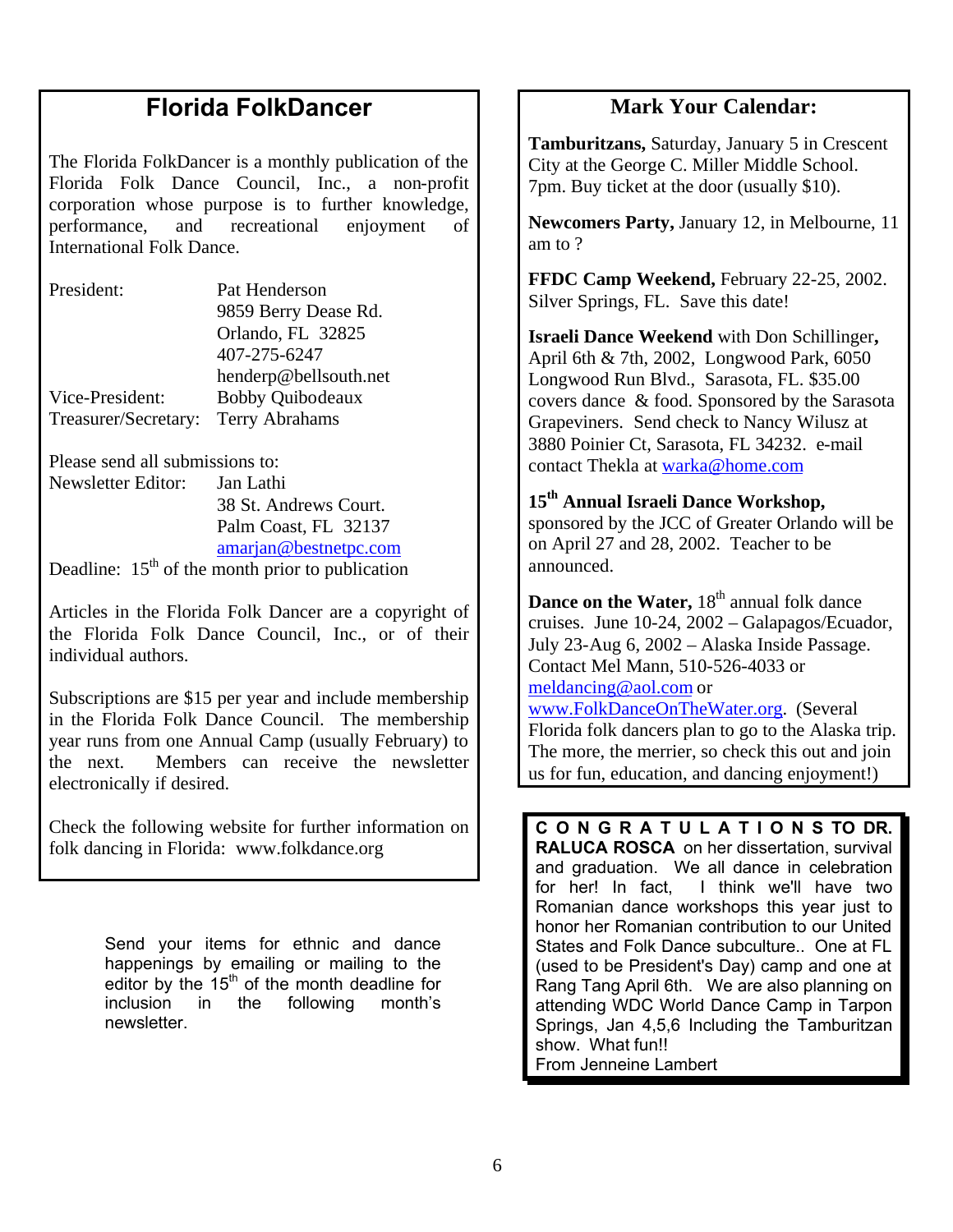## Florida FolkDancer

The Florida FolkDancer is a monthly publication of the Florida Folk Dance Council, Inc., a non-profit corporation whose purpose is to further knowledge, performance, and recreational enjoyment of International Folk Dance.

| | |
|---|---|
| President: | Pat Henderson<br>9859 Berry Dease Rd.<br>Orlando, FL 32825<br>407-275-6247<br>henderp@bellsouth.net |
| Vice-President: | Bobby Quibodeaux |
| Treasurer/Secretary: | Terry Abrahams |

Please send all submissions to:

Newsletter Editor: Jan Lathi
38 St. Andrews Court.
Palm Coast, FL 32137
amarjan@bestnetpc.com

Deadline: 15th of the month prior to publication

Articles in the Florida Folk Dancer are a copyright of the Florida Folk Dance Council, Inc., or of their individual authors.

Subscriptions are $15 per year and include membership in the Florida Folk Dance Council. The membership year runs from one Annual Camp (usually February) to the next. Members can receive the newsletter electronically if desired.

Check the following website for further information on folk dancing in Florida: www.folkdance.org

Send your items for ethnic and dance happenings by emailing or mailing to the editor by the 15th of the month deadline for inclusion in the following month's newsletter.

## Mark Your Calendar:

**Tamburitzans,** Saturday, January 5 in Crescent City at the George C. Miller Middle School. 7pm. Buy ticket at the door (usually $10).

**Newcomers Party,** January 12, in Melbourne, 11 am to ?

**FFDC Camp Weekend,** February 22-25, 2002. Silver Springs, FL. Save this date!

**Israeli Dance Weekend** with Don Schillinger**,** April 6th & 7th, 2002, Longwood Park, 6050 Longwood Run Blvd., Sarasota, FL. $35.00 covers dance & food. Sponsored by the Sarasota Grapeviners. Send check to Nancy Wilusz at 3880 Poinier Ct, Sarasota, FL 34232. e-mail contact Thekla at warka@home.com

**15th Annual Israeli Dance Workshop,** sponsored by the JCC of Greater Orlando will be on April 27 and 28, 2002. Teacher to be announced.

**Dance on the Water,** 18th annual folk dance cruises. June 10-24, 2002 – Galapagos/Ecuador, July 23-Aug 6, 2002 – Alaska Inside Passage. Contact Mel Mann, 510-526-4033 or meldancing@aol.com or www.FolkDanceOnTheWater.org. (Several Florida folk dancers plan to go to the Alaska trip. The more, the merrier, so check this out and join us for fun, education, and dancing enjoyment!)

**CONGRATULATIONS TO DR. RALUCA ROSCA** on her dissertation, survival and graduation. We all dance in celebration for her! In fact, I think we'll have two Romanian dance workshops this year just to honor her Romanian contribution to our United States and Folk Dance subculture.. One at FL (used to be President's Day) camp and one at Rang Tang April 6th. We are also planning on attending WDC World Dance Camp in Tarpon Springs, Jan 4,5,6 Including the Tamburitzan show. What fun!!
From Jenneine Lambert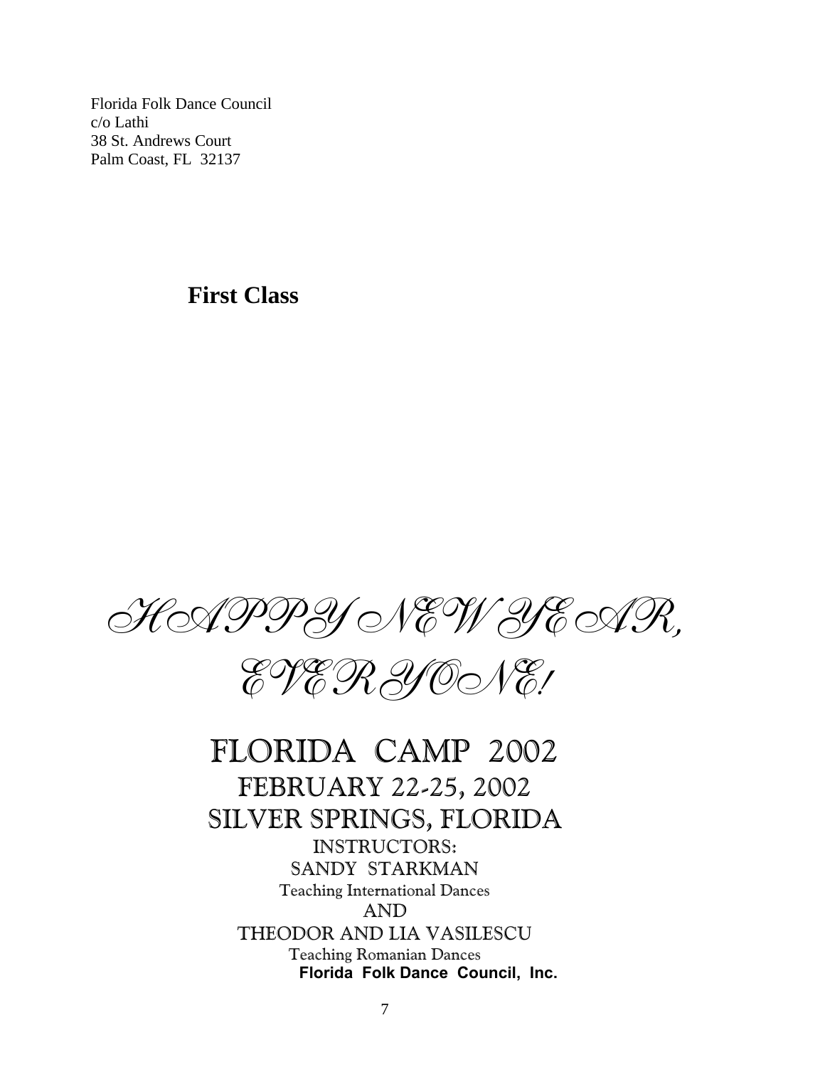Florida Folk Dance Council
c/o Lathi
38 St. Andrews Court
Palm Coast, FL 32137

**First Class**

*HAPPY NEW YEAR, EVERYONE!*

# FLORIDA CAMP 2002

## FEBRUARY 22-25, 2002

## SILVER SPRINGS, FLORIDA

INSTRUCTORS:

SANDY STARKMAN

Teaching International Dances

AND

THEODOR AND LIA VASILESCU

Teaching Romanian Dances

**Florida Folk Dance Council, Inc.**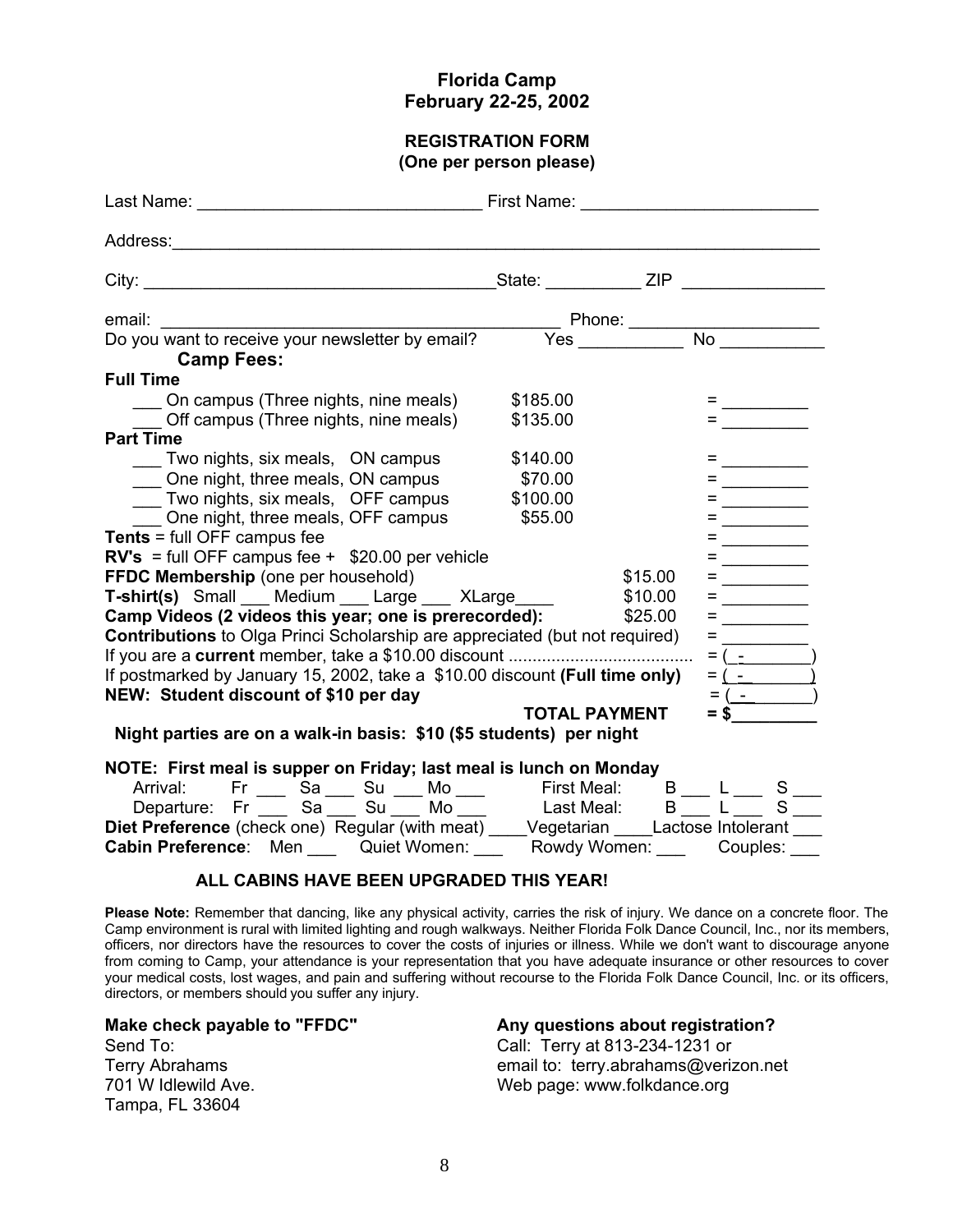# Florida Camp
## February 22-25, 2002

### REGISTRATION FORM
### (One per person please)

Last Name: ______________________________ First Name: _________________________

Address:______________________________________________________________________

City: ______________________________________State: __________ ZIP _______________

email: ___________________________________________ Phone: ____________________

Do you want to receive your newsletter by email? Yes ___________ No ___________

**Camp Fees:**

| | | | |
|---|---|---|---|
| **Full Time** | | | |
| ___ On campus (Three nights, nine meals) | $185.00 | | = _________ |
| ___ Off campus (Three nights, nine meals) | $135.00 | | = _________ |
| **Part Time** | | | |
| ___ Two nights, six meals, ON campus | $140.00 | | = _________ |
| ___ One night, three meals, ON campus | $70.00 | | = _________ |
| ___ Two nights, six meals, OFF campus | $100.00 | | = _________ |
| ___ One night, three meals, OFF campus | $55.00 | | = _________ |
| **Tents** = full OFF campus fee | | | = _________ |
| **RV's** = full OFF campus fee + $20.00 per vehicle | | | = _________ |
| **FFDC Membership** (one per household) | | $15.00 | = _________ |
| **T-shirt(s)** Small ___ Medium ___ Large ___ XLarge____ | | $10.00 | = _________ |
| **Camp Videos (2 videos this year; one is prerecorded):** | | $25.00 | = _________ |
| **Contributions** to Olga Princi Scholarship are appreciated (but not required) | | | = _________ |
| If you are a **current** member, take a $10.00 discount ...................................... | | | = ( - ) |
| If postmarked by January 15, 2002, take a $10.00 discount **(Full time only)** | | | = ( - ) |
| **NEW: Student discount of $10 per day** | | | = ( - ) |
| | **TOTAL PAYMENT** | | **= $_________** |

**Night parties are on a walk-in basis: $10 ($5 students) per night**

**NOTE: First meal is supper on Friday; last meal is lunch on Monday**

Arrival: Fr ___ Sa ___ Su ___ Mo ___ First Meal: B ___ L ___ S ___

Departure: Fr ___ Sa ___ Su ___ Mo ___ Last Meal: B ___ L ___ S ___

**Diet Preference** (check one) Regular (with meat) ____Vegetarian ____Lactose Intolerant ___

**Cabin Preference**: Men ___ Quiet Women: ___ Rowdy Women: ___ Couples: ___

**ALL CABINS HAVE BEEN UPGRADED THIS YEAR!**

**Please Note:** Remember that dancing, like any physical activity, carries the risk of injury. We dance on a concrete floor. The Camp environment is rural with limited lighting and rough walkways. Neither Florida Folk Dance Council, Inc., nor its members, officers, nor directors have the resources to cover the costs of injuries or illness. While we don't want to discourage anyone from coming to Camp, your attendance is your representation that you have adequate insurance or other resources to cover your medical costs, lost wages, and pain and suffering without recourse to the Florida Folk Dance Council, Inc. or its officers, directors, or members should you suffer any injury.

**Make check payable to "FFDC"**
Send To:
Terry Abrahams
701 W Idlewild Ave.
Tampa, FL 33604

**Any questions about registration?**
Call: Terry at 813-234-1231 or
email to: terry.abrahams@verizon.net
Web page: www.folkdance.org